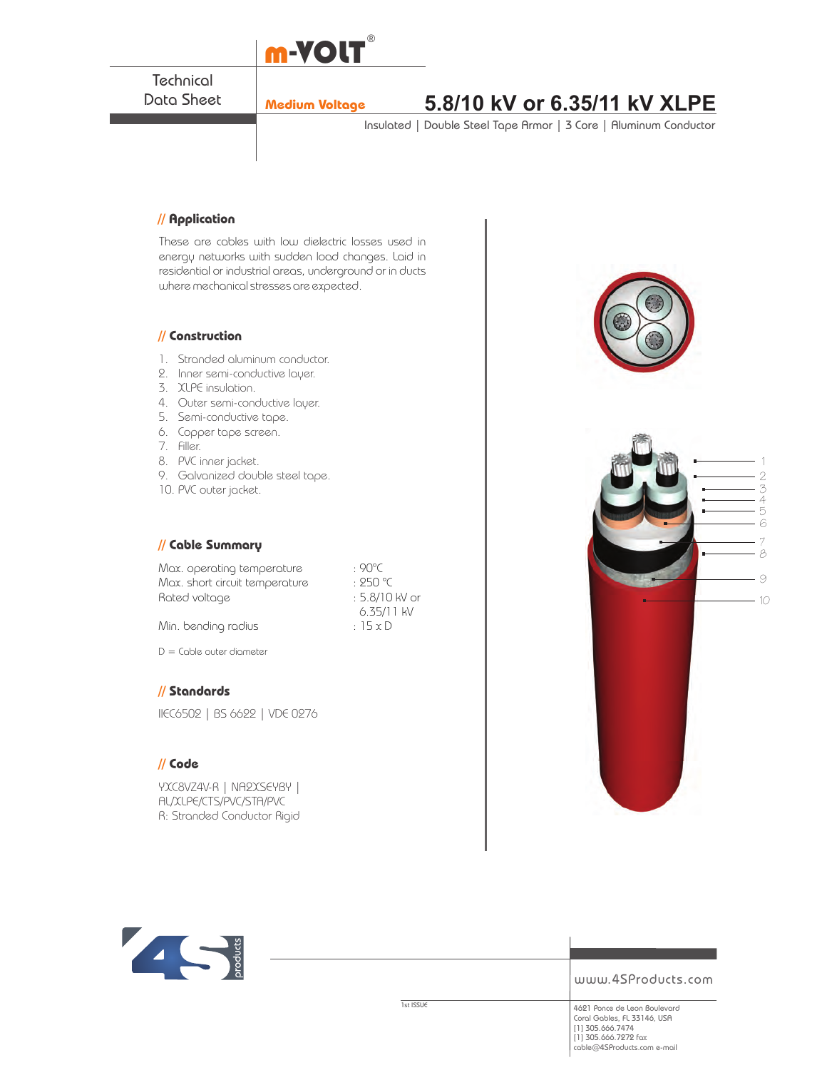m-VOLT®

Technical Data Sheet

**Medium Voltage**

# 5.8/10 kV or 6.35/11 kV XLPE

Insulated | Double Steel Tape Armor | 3 Core | Aluminum Conductor

## // Application

These are cables with low dielectric losses used in energy networks with sudden load changes. Laid in residential or industrial areas, underground or in ducts where mechanical stresses are expected.

## // Construction

1. Stranded aluminum conductor.
2. Inner semi-conductive layer.
3. XLPE insulation.
4. Outer semi-conductive layer.
5. Semi-conductive tape.
6. Copper tape screen.
7. Filler.
8. PVC inner jacket.
9. Galvanized double steel tape.
10. PVC outer jacket.

## // Cable Summary

| | |
|---|---|
| Max. operating temperature | : 90°C |
| Max. short circuit temperature | : 250 °C |
| Rated voltage | : 5.8/10 kV or 6.35/11 kV |
| Min. bending radius | : 15 x D |

D = Cable outer diameter

## // Standards

IIEC6502 | BS 6622 | VDE 0276

## // Code

YXC8VZ4V-R | NA2XSEYBY | AL/XLPE/CTS/PVC/STA/PVC
R: Stranded Conductor Rigid

1st ISSUE

www.4SProducts.com

4621 Ponce de Leon Boulevard
Coral Gables, FL 33146, USA
[1] 305.666.7474
[1] 305.666.7272 fax
cable@4SProducts.com e-mail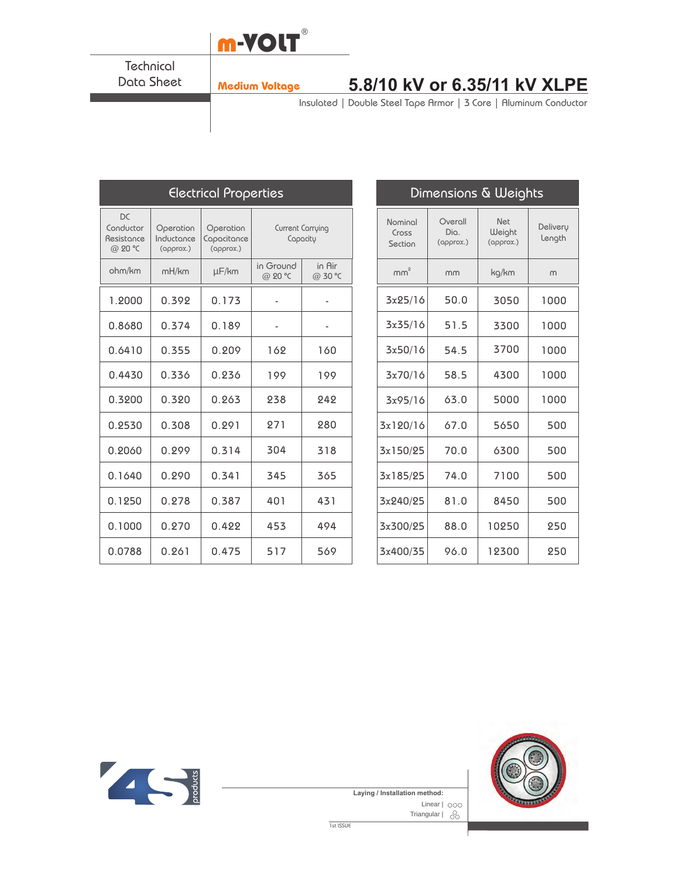Technical Data Sheet

**Medium Voltage**

# 5.8/10 kV or 6.35/11 kV XLPE

Insulated | Double Steel Tape Armor | 3 Core | Aluminum Conductor

## Electrical Properties

| DC Conductor Resistance @ 20 °C | Operation Inductance (approx.) | Operation Capacitance (approx.) | Current Carrying Capacity | |
|---|---|---|---|---|
| ohm/km | mH/km | µF/km | in Ground @ 20 °C | in Air @ 30 °C |
| 1.2000 | 0.392 | 0.173 | - | - |
| 0.8680 | 0.374 | 0.189 | - | - |
| 0.6410 | 0.355 | 0.209 | 162 | 160 |
| 0.4430 | 0.336 | 0.236 | 199 | 199 |
| 0.3200 | 0.320 | 0.263 | 238 | 242 |
| 0.2530 | 0.308 | 0.291 | 271 | 280 |
| 0.2060 | 0.299 | 0.314 | 304 | 318 |
| 0.1640 | 0.290 | 0.341 | 345 | 365 |
| 0.1250 | 0.278 | 0.387 | 401 | 431 |
| 0.1000 | 0.270 | 0.422 | 453 | 494 |
| 0.0788 | 0.261 | 0.475 | 517 | 569 |

## Dimensions & Weights

| Nominal Cross Section | Overall Dia. (approx.) | Net Weight (approx.) | Delivery Length |
|---|---|---|---|
| $mm^2$ | mm | kg/km | m |
| 3x25/16 | 50.0 | 3050 | 1000 |
| 3x35/16 | 51.5 | 3300 | 1000 |
| 3x50/16 | 54.5 | 3700 | 1000 |
| 3x70/16 | 58.5 | 4300 | 1000 |
| 3x95/16 | 63.0 | 5000 | 1000 |
| 3x120/16 | 67.0 | 5650 | 500 |
| 3x150/25 | 70.0 | 6300 | 500 |
| 3x185/25 | 74.0 | 7100 | 500 |
| 3x240/25 | 81.0 | 8450 | 500 |
| 3x300/25 | 88.0 | 10250 | 250 |
| 3x400/35 | 96.0 | 12300 | 250 |

**Laying / Installation method:**

Linear |

Triangular |

1st ISSUE